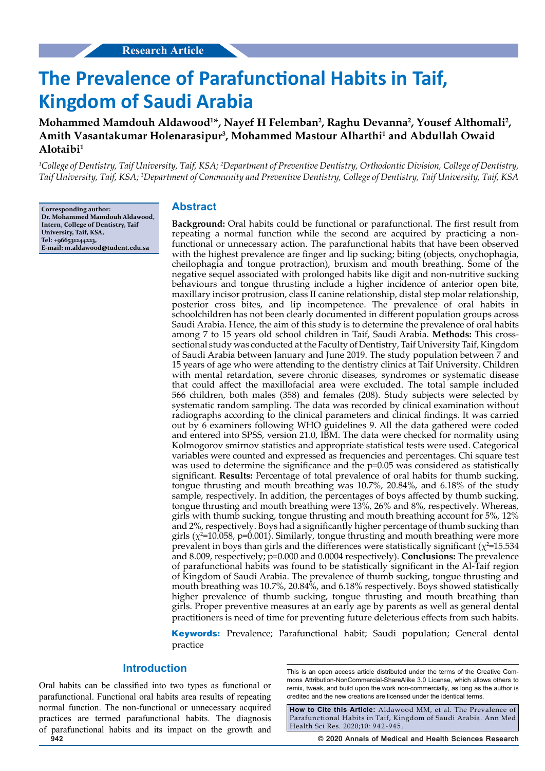Research Article

# The Prevalence of Parafunctional Habits in Taif, Kingdom of Saudi Arabia

**Mohammed Mamdouh Aldawood[1]*, Nayef H Felemban[2], Raghu Devanna[2], Yousef Althomali[2], Amith Vasantakumar Holenarasipur[3], Mohammed Mastour Alharthi[1] and Abdullah Owaid Alotaibi[1]**

*[1]College of Dentistry, Taif University, Taif, KSA; [2]Department of Preventive Dentistry, Orthodontic Division, College of Dentistry, Taif University, Taif, KSA; [3]Department of Community and Preventive Dentistry, College of Dentistry, Taif University, Taif, KSA*

**Corresponding author:**
**Dr. Mohammed Mamdouh Aldawood, Intern, College of Dentistry, Taif University, Taif, KSA,**
**Tel: +966531244223,**
**E-mail: m.aldawood@tudent.edu.sa**

## Abstract

**Background:** Oral habits could be functional or parafunctional. The first result from repeating a normal function while the second are acquired by practicing a non-functional or unnecessary action. The parafunctional habits that have been observed with the highest prevalence are finger and lip sucking; biting (objects, onychophagia, cheilophagia and tongue protraction), bruxism and mouth breathing. Some of the negative sequel associated with prolonged habits like digit and non-nutritive sucking behaviours and tongue thrusting include a higher incidence of anterior open bite, maxillary incisor protrusion, class II canine relationship, distal step molar relationship, posterior cross bites, and lip incompetence. The prevalence of oral habits in schoolchildren has not been clearly documented in different population groups across Saudi Arabia. Hence, the aim of this study is to determine the prevalence of oral habits among 7 to 15 years old school children in Taif, Saudi Arabia. **Methods:** This cross-sectional study was conducted at the Faculty of Dentistry, Taif University Taif, Kingdom of Saudi Arabia between January and June 2019. The study population between 7 and 15 years of age who were attending to the dentistry clinics at Taif University. Children with mental retardation, severe chronic diseases, syndromes or systematic disease that could affect the maxillofacial area were excluded. The total sample included 566 children, both males (358) and females (208). Study subjects were selected by systematic random sampling. The data was recorded by clinical examination without radiographs according to the clinical parameters and clinical findings. It was carried out by 6 examiners following WHO guidelines 9. All the data gathered were coded and entered into SPSS, version 21.0, IBM. The data were checked for normality using Kolmogorov smirnov statistics and appropriate statistical tests were used. Categorical variables were counted and expressed as frequencies and percentages. Chi square test was used to determine the significance and the p=0.05 was considered as statistically significant. **Results:** Percentage of total prevalence of oral habits for thumb sucking, tongue thrusting and mouth breathing was 10.7%, 20.84%, and 6.18% of the study sample, respectively. In addition, the percentages of boys affected by thumb sucking, tongue thrusting and mouth breathing were 13%, 26% and 8%, respectively. Whereas, girls with thumb sucking, tongue thrusting and mouth breathing account for 5%, 12% and 2%, respectively. Boys had a significantly higher percentage of thumb sucking than girls ($\chi^2$=10.058, p=0.001). Similarly, tongue thrusting and mouth breathing were more prevalent in boys than girls and the differences were statistically significant ($\chi^2$=15.534 and 8.009, respectively; p=0.000 and 0.0004 respectively). **Conclusions:** The prevalence of parafunctional habits was found to be statistically significant in the Al-Taif region of Kingdom of Saudi Arabia. The prevalence of thumb sucking, tongue thrusting and mouth breathing was 10.7%, 20.84%, and 6.18% respectively. Boys showed statistically higher prevalence of thumb sucking, tongue thrusting and mouth breathing than girls. Proper preventive measures at an early age by parents as well as general dental practitioners is need of time for preventing future deleterious effects from such habits.

**Keywords:** Prevalence; Parafunctional habit; Saudi population; General dental practice

## Introduction

Oral habits can be classified into two types as functional or parafunctional. Functional oral habits area results of repeating normal function. The non-functional or unnecessary acquired practices are termed parafunctional habits. The diagnosis of parafunctional habits and its impact on the growth and

This is an open access article distributed under the terms of the Creative Commons Attribution-NonCommercial-ShareAlike 3.0 License, which allows others to remix, tweak, and build upon the work non-commercially, as long as the author is credited and the new creations are licensed under the identical terms.

**How to Cite this Article:** Aldawood MM, et al. The Prevalence of Parafunctional Habits in Taif, Kingdom of Saudi Arabia. Ann Med Health Sci Res. 2020;10: 942-945.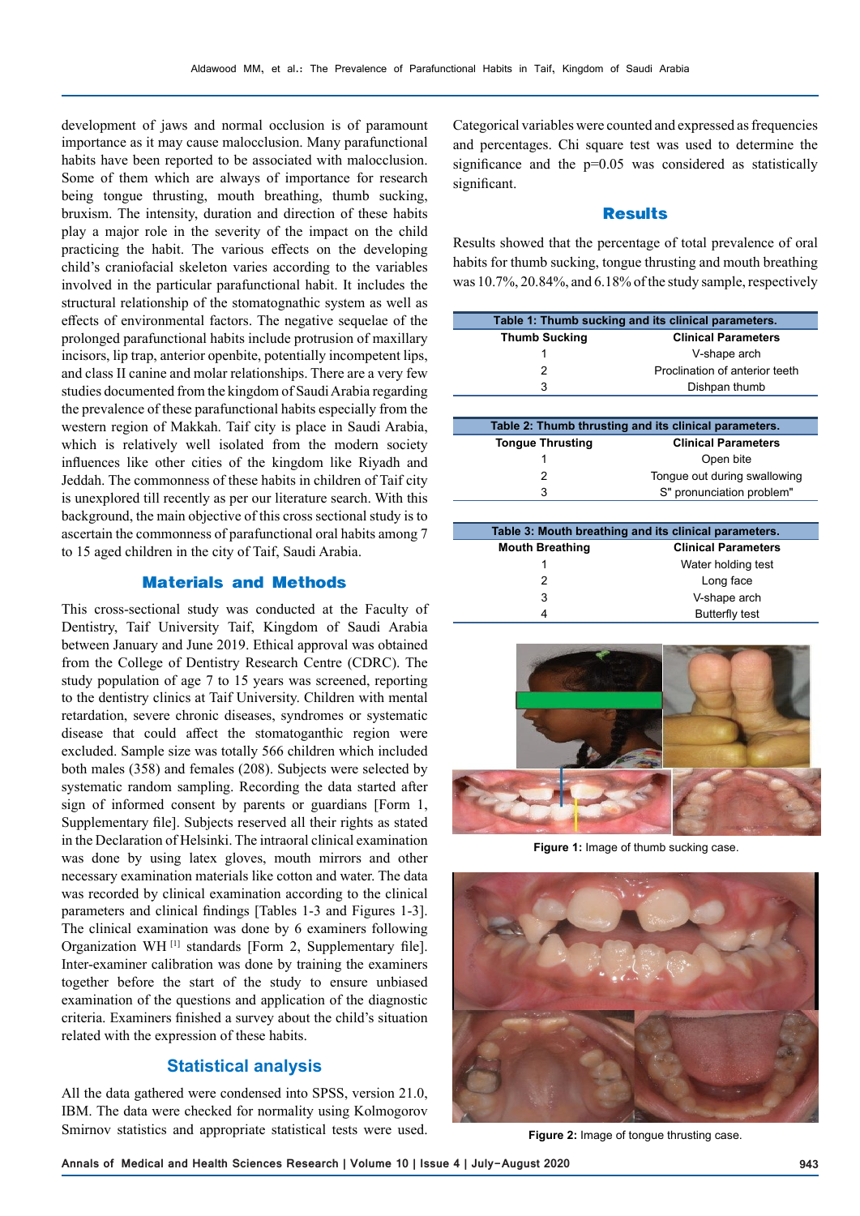development of jaws and normal occlusion is of paramount importance as it may cause malocclusion. Many parafunctional habits have been reported to be associated with malocclusion. Some of them which are always of importance for research being tongue thrusting, mouth breathing, thumb sucking, bruxism. The intensity, duration and direction of these habits play a major role in the severity of the impact on the child practicing the habit. The various effects on the developing child's craniofacial skeleton varies according to the variables involved in the particular parafunctional habit. It includes the structural relationship of the stomatognathic system as well as effects of environmental factors. The negative sequelae of the prolonged parafunctional habits include protrusion of maxillary incisors, lip trap, anterior openbite, potentially incompetent lips, and class II canine and molar relationships. There are a very few studies documented from the kingdom of Saudi Arabia regarding the prevalence of these parafunctional habits especially from the western region of Makkah. Taif city is place in Saudi Arabia, which is relatively well isolated from the modern society influences like other cities of the kingdom like Riyadh and Jeddah. The commonness of these habits in children of Taif city is unexplored till recently as per our literature search. With this background, the main objective of this cross sectional study is to ascertain the commonness of parafunctional oral habits among 7 to 15 aged children in the city of Taif, Saudi Arabia.

## Materials and Methods

This cross-sectional study was conducted at the Faculty of Dentistry, Taif University Taif, Kingdom of Saudi Arabia between January and June 2019. Ethical approval was obtained from the College of Dentistry Research Centre (CDRC). The study population of age 7 to 15 years was screened, reporting to the dentistry clinics at Taif University. Children with mental retardation, severe chronic diseases, syndromes or systematic disease that could affect the stomatoganthic region were excluded. Sample size was totally 566 children which included both males (358) and females (208). Subjects were selected by systematic random sampling. Recording the data started after sign of informed consent by parents or guardians [Form 1, Supplementary file]. Subjects reserved all their rights as stated in the Declaration of Helsinki. The intraoral clinical examination was done by using latex gloves, mouth mirrors and other necessary examination materials like cotton and water. The data was recorded by clinical examination according to the clinical parameters and clinical findings [Tables 1-3 and Figures 1-3]. The clinical examination was done by 6 examiners following Organization WH [1] standards [Form 2, Supplementary file]. Inter-examiner calibration was done by training the examiners together before the start of the study to ensure unbiased examination of the questions and application of the diagnostic criteria. Examiners finished a survey about the child's situation related with the expression of these habits.

## Statistical analysis

All the data gathered were condensed into SPSS, version 21.0, IBM. The data were checked for normality using Kolmogorov Smirnov statistics and appropriate statistical tests were used. Categorical variables were counted and expressed as frequencies and percentages. Chi square test was used to determine the significance and the p=0.05 was considered as statistically significant.

## Results

Results showed that the percentage of total prevalence of oral habits for thumb sucking, tongue thrusting and mouth breathing was 10.7%, 20.84%, and 6.18% of the study sample, respectively

**Table 1: Thumb sucking and its clinical parameters.**

| Thumb Sucking | Clinical Parameters |
|---|---|
| 1 | V-shape arch |
| 2 | Proclination of anterior teeth |
| 3 | Dishpan thumb |

**Table 2: Thumb thrusting and its clinical parameters.**

| Tongue Thrusting | Clinical Parameters |
|---|---|
| 1 | Open bite |
| 2 | Tongue out during swallowing |
| 3 | S" pronunciation problem" |

**Table 3: Mouth breathing and its clinical parameters.**

| Mouth Breathing | Clinical Parameters |
|---|---|
| 1 | Water holding test |
| 2 | Long face |
| 3 | V-shape arch |
| 4 | Butterfly test |

**Figure 1:** Image of thumb sucking case.

**Figure 2:** Image of tongue thrusting case.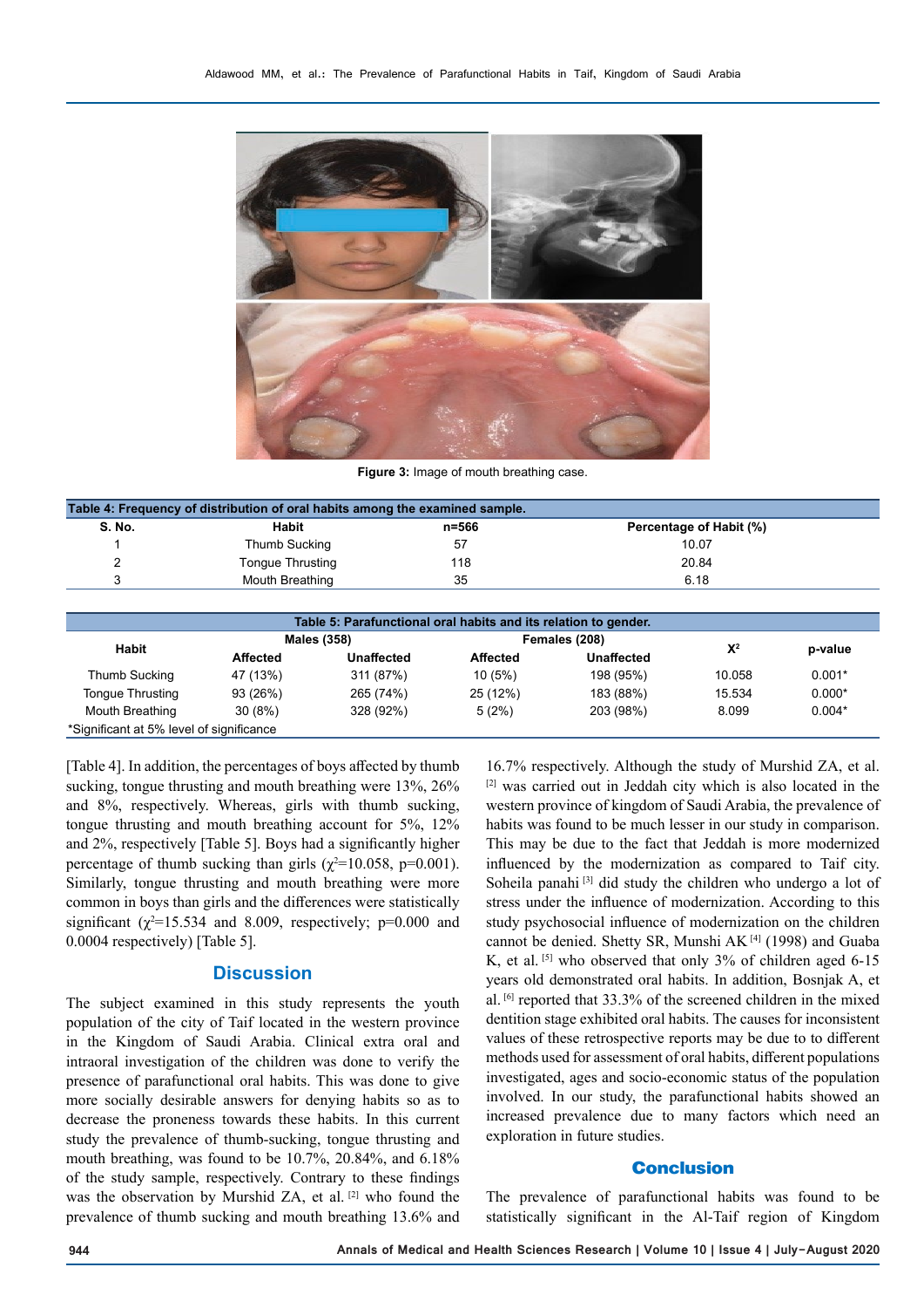Figure 3: Image of mouth breathing case.

| Table 4: Frequency of distribution of oral habits among the examined sample. | | | |
|---|---|---|---|
| S. No. | Habit | n=566 | Percentage of Habit (%) |
| 1 | Thumb Sucking | 57 | 10.07 |
| 2 | Tongue Thrusting | 118 | 20.84 |
| 3 | Mouth Breathing | 35 | 6.18 |

Table 5: Parafunctional oral habits and its relation to gender.

| Habit | Males (358) | | Females (208) | | $X^2$ | p-value |
|---|---|---|---|---|---|---|
| | Affected | Unaffected | Affected | Unaffected | | |
| Thumb Sucking | 47 (13%) | 311 (87%) | 10 (5%) | 198 (95%) | 10.058 | 0.001* |
| Tongue Thrusting | 93 (26%) | 265 (74%) | 25 (12%) | 183 (88%) | 15.534 | 0.000* |
| Mouth Breathing | 30 (8%) | 328 (92%) | 5 (2%) | 203 (98%) | 8.099 | 0.004* |

*Significant at 5% level of significance

[Table 4]. In addition, the percentages of boys affected by thumb sucking, tongue thrusting and mouth breathing were 13%, 26% and 8%, respectively. Whereas, girls with thumb sucking, tongue thrusting and mouth breathing account for 5%, 12% and 2%, respectively [Table 5]. Boys had a significantly higher percentage of thumb sucking than girls ($\chi^2$=10.058, p=0.001). Similarly, tongue thrusting and mouth breathing were more common in boys than girls and the differences were statistically significant ($\chi^2$=15.534 and 8.009, respectively; p=0.000 and 0.0004 respectively) [Table 5].

## Discussion

The subject examined in this study represents the youth population of the city of Taif located in the western province in the Kingdom of Saudi Arabia. Clinical extra oral and intraoral investigation of the children was done to verify the presence of parafunctional oral habits. This was done to give more socially desirable answers for denying habits so as to decrease the proneness towards these habits. In this current study the prevalence of thumb-sucking, tongue thrusting and mouth breathing, was found to be 10.7%, 20.84%, and 6.18% of the study sample, respectively. Contrary to these findings was the observation by Murshid ZA, et al. [2] who found the prevalence of thumb sucking and mouth breathing 13.6% and 16.7% respectively. Although the study of Murshid ZA, et al. [2] was carried out in Jeddah city which is also located in the western province of kingdom of Saudi Arabia, the prevalence of habits was found to be much lesser in our study in comparison. This may be due to the fact that Jeddah is more modernized influenced by the modernization as compared to Taif city. Soheila panahi [3] did study the children who undergo a lot of stress under the influence of modernization. According to this study psychosocial influence of modernization on the children cannot be denied. Shetty SR, Munshi AK [4] (1998) and Guaba K, et al. [5] who observed that only 3% of children aged 6-15 years old demonstrated oral habits. In addition, Bosnjak A, et al. [6] reported that 33.3% of the screened children in the mixed dentition stage exhibited oral habits. The causes for inconsistent values of these retrospective reports may be due to to different methods used for assessment of oral habits, different populations investigated, ages and socio-economic status of the population involved. In our study, the parafunctional habits showed an increased prevalence due to many factors which need an exploration in future studies.

## Conclusion

The prevalence of parafunctional habits was found to be statistically significant in the Al-Taif region of Kingdom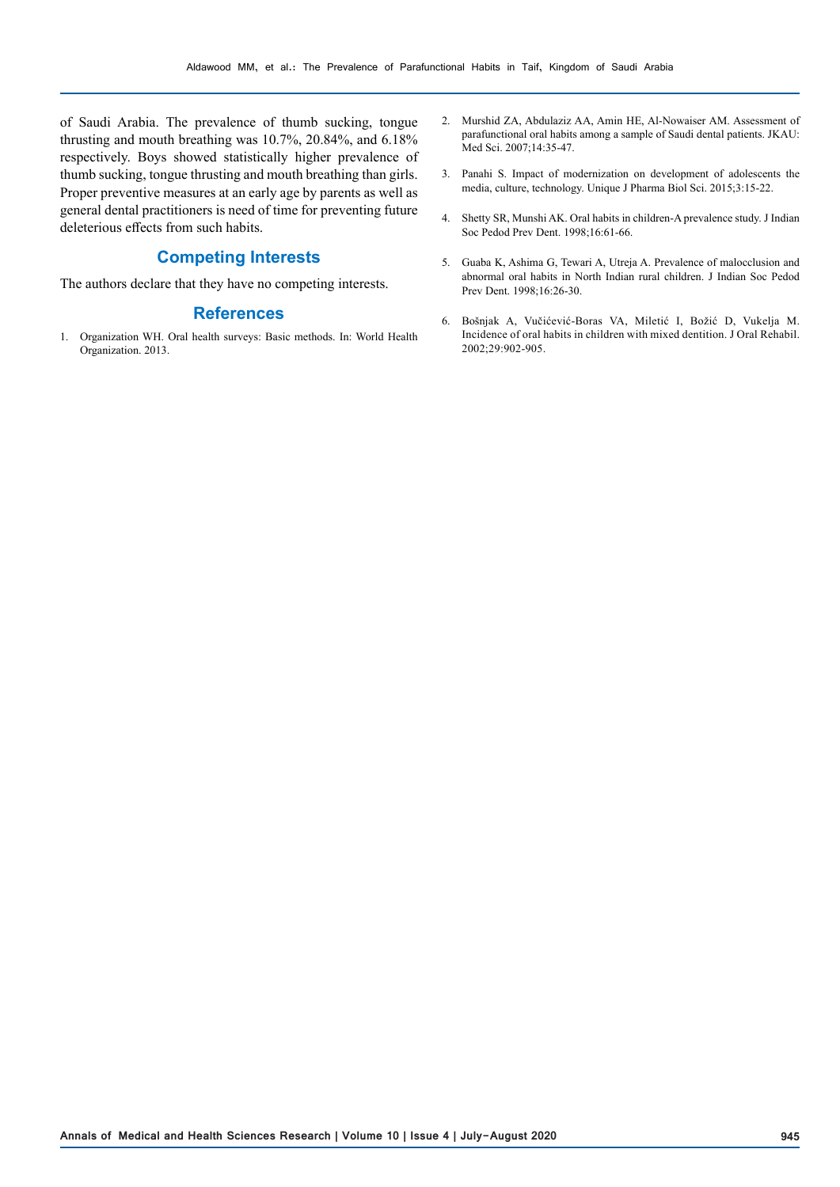of Saudi Arabia. The prevalence of thumb sucking, tongue thrusting and mouth breathing was 10.7%, 20.84%, and 6.18% respectively. Boys showed statistically higher prevalence of thumb sucking, tongue thrusting and mouth breathing than girls. Proper preventive measures at an early age by parents as well as general dental practitioners is need of time for preventing future deleterious effects from such habits.

## Competing Interests

The authors declare that they have no competing interests.

## References

1. Organization WH. Oral health surveys: Basic methods. In: World Health Organization. 2013.
2. Murshid ZA, Abdulaziz AA, Amin HE, Al-Nowaiser AM. Assessment of parafunctional oral habits among a sample of Saudi dental patients. JKAU: Med Sci. 2007;14:35-47.
3. Panahi S. Impact of modernization on development of adolescents the media, culture, technology. Unique J Pharma Biol Sci. 2015;3:15-22.
4. Shetty SR, Munshi AK. Oral habits in children-A prevalence study. J Indian Soc Pedod Prev Dent. 1998;16:61-66.
5. Guaba K, Ashima G, Tewari A, Utreja A. Prevalence of malocclusion and abnormal oral habits in North Indian rural children. J Indian Soc Pedod Prev Dent. 1998;16:26-30.
6. Bošnjak A, Vučićević-Boras VA, Miletić I, Božić D, Vukelja M. Incidence of oral habits in children with mixed dentition. J Oral Rehabil. 2002;29:902-905.